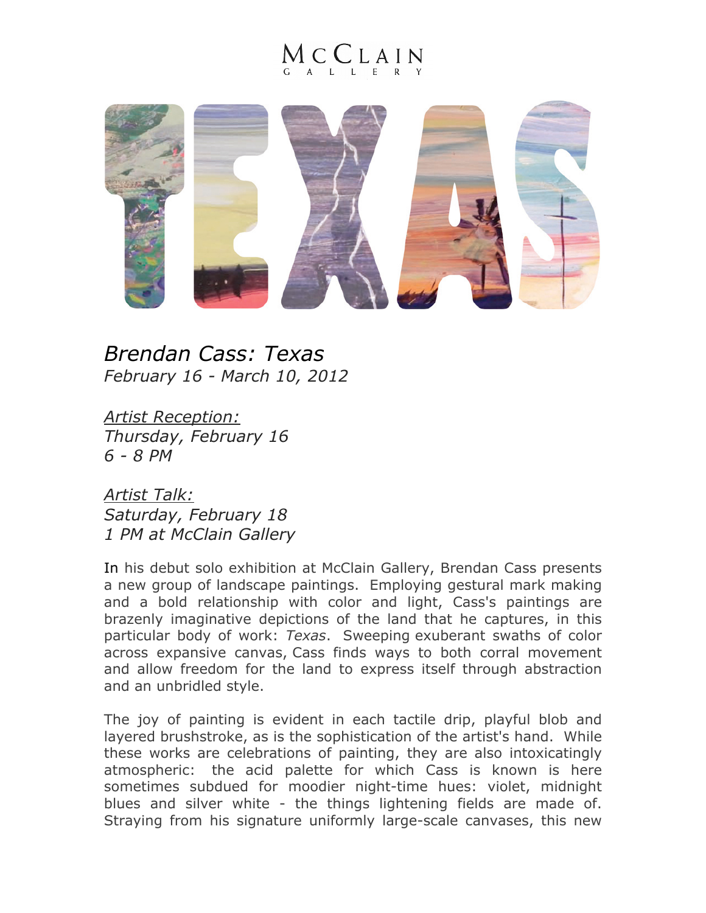McCLAIN GALLERY

TEXAS

*Brendan Cass: Texas*
*February 16 - March 10, 2012*

*Artist Reception:*
*Thursday, February 16*
*6 - 8 PM*

*Artist Talk:*
*Saturday, February 18*
*1 PM at McClain Gallery*

In his debut solo exhibition at McClain Gallery, Brendan Cass presents a new group of landscape paintings. Employing gestural mark making and a bold relationship with color and light, Cass's paintings are brazenly imaginative depictions of the land that he captures, in this particular body of work: *Texas*. Sweeping exuberant swaths of color across expansive canvas, Cass finds ways to both corral movement and allow freedom for the land to express itself through abstraction and an unbridled style.

The joy of painting is evident in each tactile drip, playful blob and layered brushstroke, as is the sophistication of the artist's hand. While these works are celebrations of painting, they are also intoxicatingly atmospheric: the acid palette for which Cass is known is here sometimes subdued for moodier night-time hues: violet, midnight blues and silver white - the things lightening fields are made of. Straying from his signature uniformly large-scale canvases, this new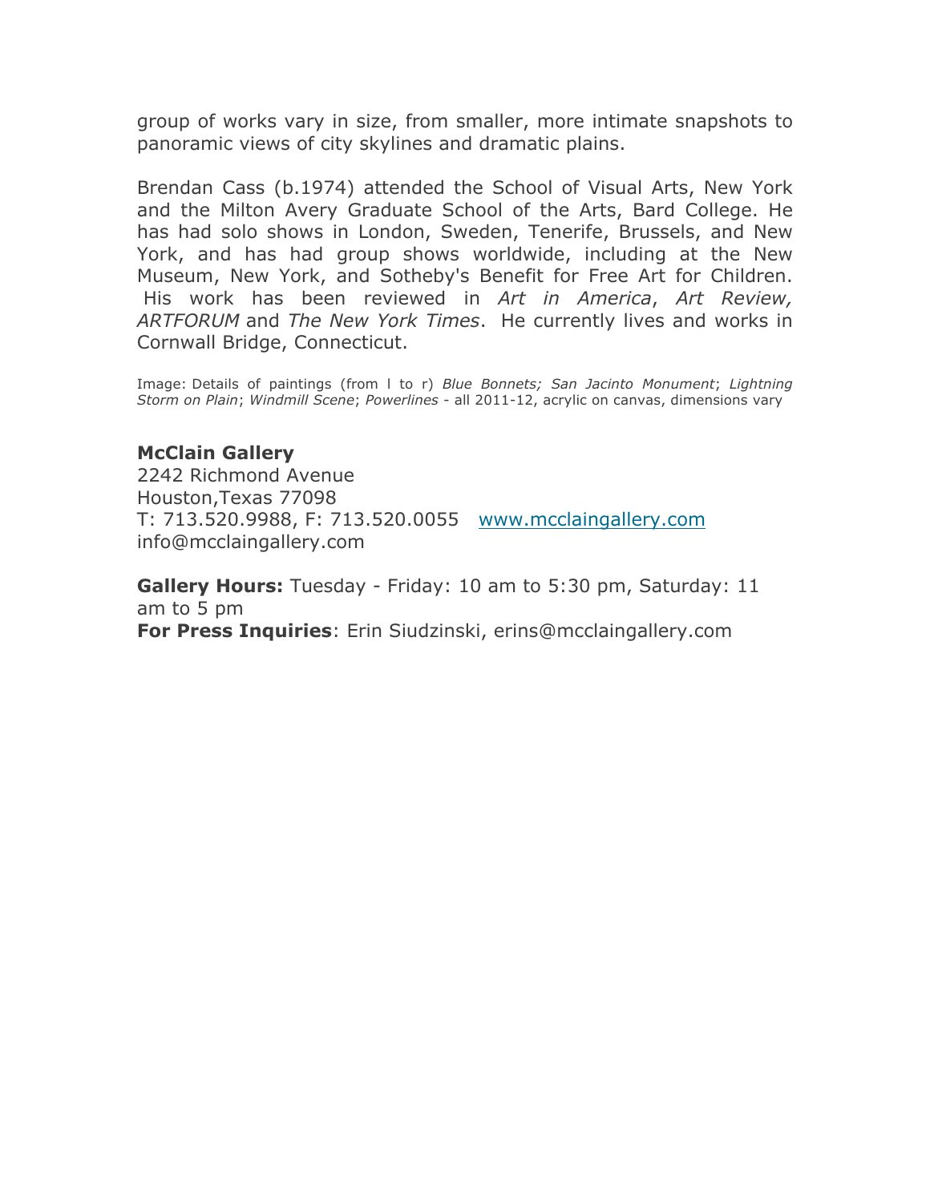group of works vary in size, from smaller, more intimate snapshots to panoramic views of city skylines and dramatic plains.

Brendan Cass (b.1974) attended the School of Visual Arts, New York and the Milton Avery Graduate School of the Arts, Bard College. He has had solo shows in London, Sweden, Tenerife, Brussels, and New York, and has had group shows worldwide, including at the New Museum, New York, and Sotheby's Benefit for Free Art for Children. His work has been reviewed in *Art in America*, *Art Review, ARTFORUM* and *The New York Times*. He currently lives and works in Cornwall Bridge, Connecticut.

Image: Details of paintings (from l to r) *Blue Bonnets; San Jacinto Monument*; *Lightning Storm on Plain*; *Windmill Scene*; *Powerlines* - all 2011-12, acrylic on canvas, dimensions vary

**McClain Gallery**
2242 Richmond Avenue
Houston,Texas 77098
T: 713.520.9988, F: 713.520.0055 [www.mcclaingallery.com](http://www.mcclaingallery.com)
info@mcclaingallery.com

**Gallery Hours:** Tuesday - Friday: 10 am to 5:30 pm, Saturday: 11 am to 5 pm
**For Press Inquiries**: Erin Siudzinski, erins@mcclaingallery.com